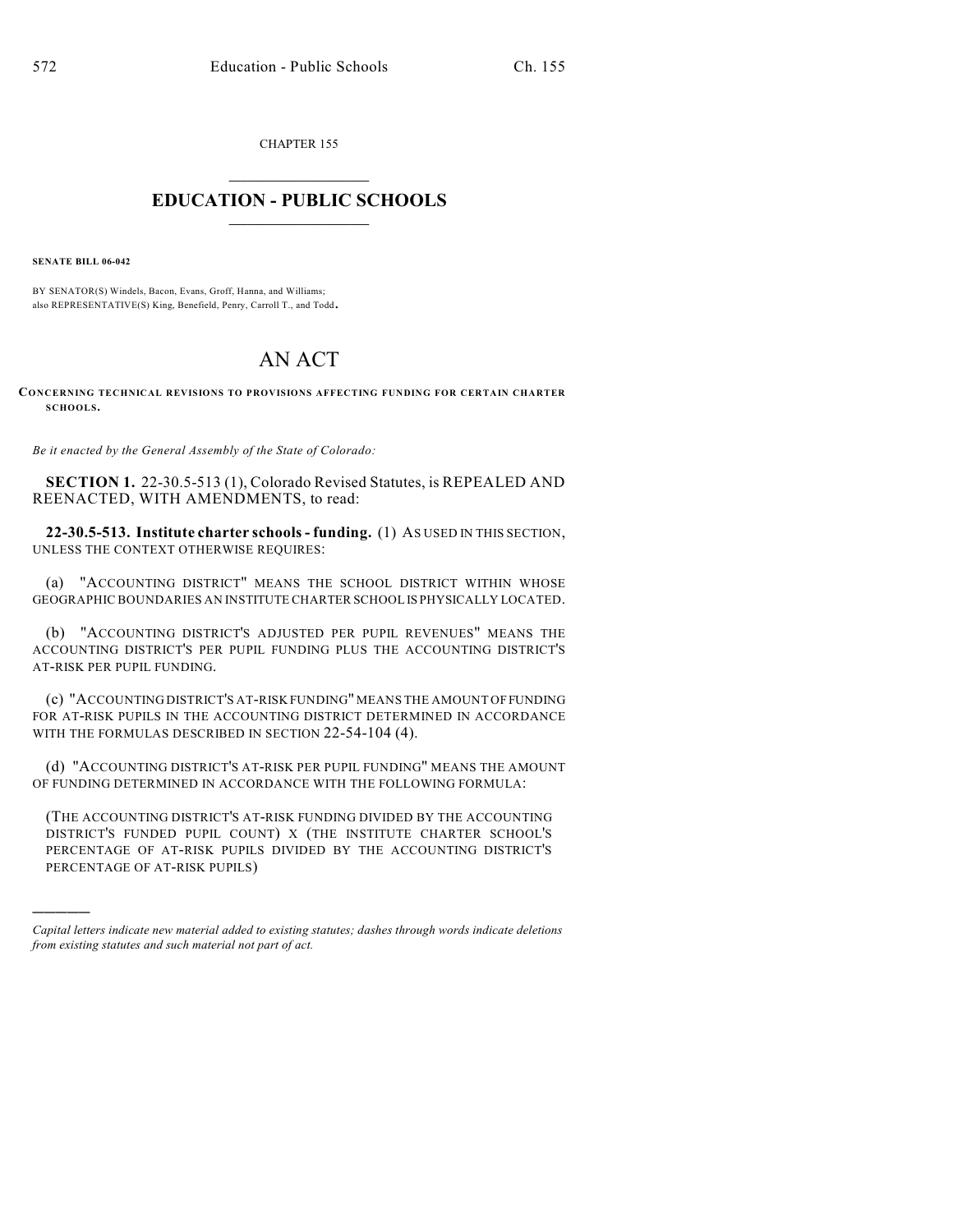CHAPTER 155

# EDUCATION - PUBLIC SCHOOLS

**SENATE BILL 06-042**

BY SENATOR(S) Windels, Bacon, Evans, Groff, Hanna, and Williams;
also REPRESENTATIVE(S) King, Benefield, Penry, Carroll T., and Todd.

# AN ACT

**CONCERNING TECHNICAL REVISIONS TO PROVISIONS AFFECTING FUNDING FOR CERTAIN CHARTER SCHOOLS.**

*Be it enacted by the General Assembly of the State of Colorado:*

**SECTION 1.** 22-30.5-513 (1), Colorado Revised Statutes, is REPEALED AND REENACTED, WITH AMENDMENTS, to read:

**22-30.5-513. Institute charter schools - funding.** (1) AS USED IN THIS SECTION, UNLESS THE CONTEXT OTHERWISE REQUIRES:

(a) "ACCOUNTING DISTRICT" MEANS THE SCHOOL DISTRICT WITHIN WHOSE GEOGRAPHIC BOUNDARIES AN INSTITUTE CHARTER SCHOOL IS PHYSICALLY LOCATED.

(b) "ACCOUNTING DISTRICT'S ADJUSTED PER PUPIL REVENUES" MEANS THE ACCOUNTING DISTRICT'S PER PUPIL FUNDING PLUS THE ACCOUNTING DISTRICT'S AT-RISK PER PUPIL FUNDING.

(c) "ACCOUNTING DISTRICT'S AT-RISK FUNDING" MEANS THE AMOUNT OF FUNDING FOR AT-RISK PUPILS IN THE ACCOUNTING DISTRICT DETERMINED IN ACCORDANCE WITH THE FORMULAS DESCRIBED IN SECTION 22-54-104 (4).

(d) "ACCOUNTING DISTRICT'S AT-RISK PER PUPIL FUNDING" MEANS THE AMOUNT OF FUNDING DETERMINED IN ACCORDANCE WITH THE FOLLOWING FORMULA:

(THE ACCOUNTING DISTRICT'S AT-RISK FUNDING DIVIDED BY THE ACCOUNTING DISTRICT'S FUNDED PUPIL COUNT) X (THE INSTITUTE CHARTER SCHOOL'S PERCENTAGE OF AT-RISK PUPILS DIVIDED BY THE ACCOUNTING DISTRICT'S PERCENTAGE OF AT-RISK PUPILS)

---

*Capital letters indicate new material added to existing statutes; dashes through words indicate deletions from existing statutes and such material not part of act.*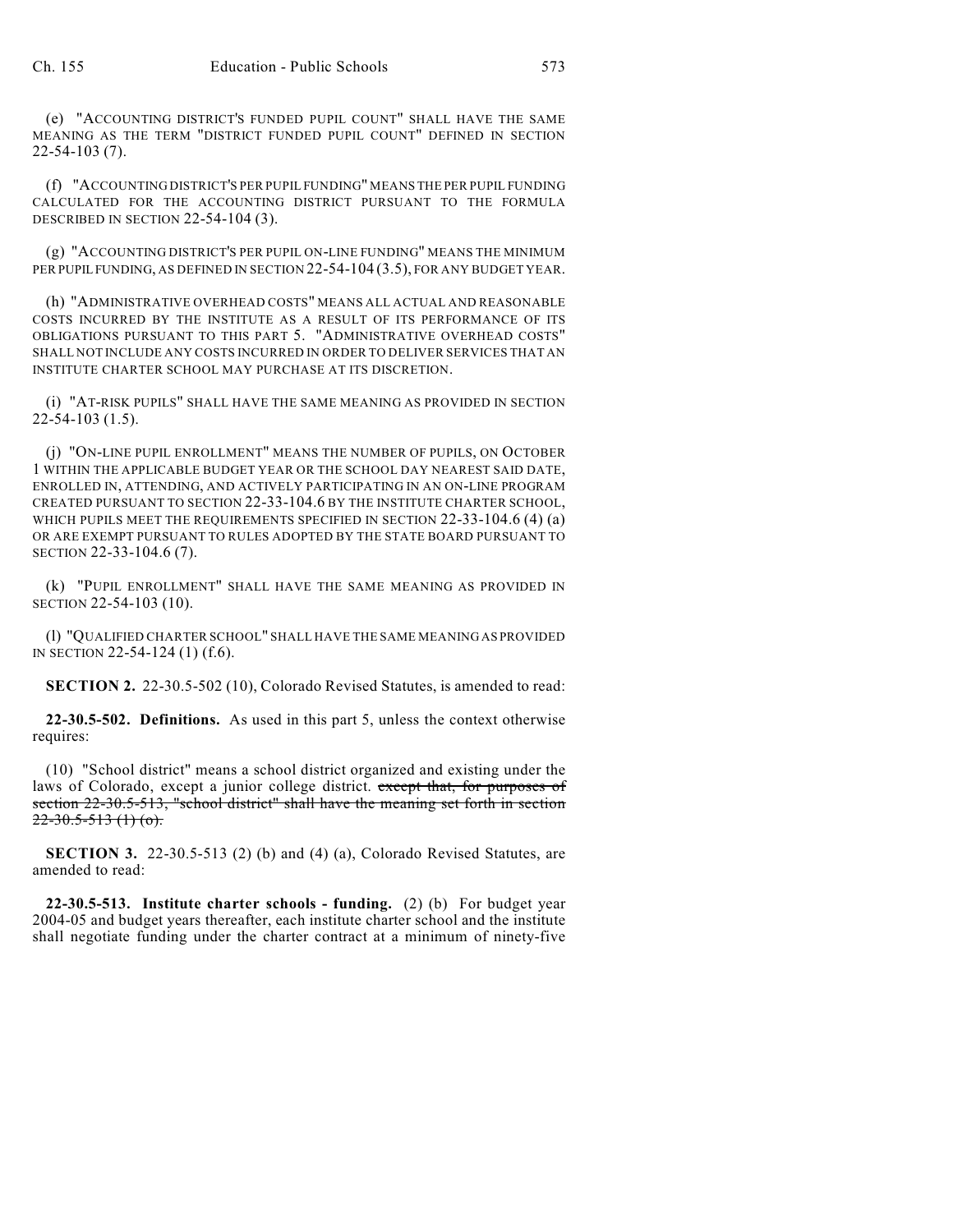(e) "ACCOUNTING DISTRICT'S FUNDED PUPIL COUNT" SHALL HAVE THE SAME MEANING AS THE TERM "DISTRICT FUNDED PUPIL COUNT" DEFINED IN SECTION 22-54-103 (7).

(f) "ACCOUNTING DISTRICT'S PER PUPIL FUNDING" MEANS THE PER PUPIL FUNDING CALCULATED FOR THE ACCOUNTING DISTRICT PURSUANT TO THE FORMULA DESCRIBED IN SECTION 22-54-104 (3).

(g) "ACCOUNTING DISTRICT'S PER PUPIL ON-LINE FUNDING" MEANS THE MINIMUM PER PUPIL FUNDING, AS DEFINED IN SECTION 22-54-104 (3.5), FOR ANY BUDGET YEAR.

(h) "ADMINISTRATIVE OVERHEAD COSTS" MEANS ALL ACTUAL AND REASONABLE COSTS INCURRED BY THE INSTITUTE AS A RESULT OF ITS PERFORMANCE OF ITS OBLIGATIONS PURSUANT TO THIS PART 5. "ADMINISTRATIVE OVERHEAD COSTS" SHALL NOT INCLUDE ANY COSTS INCURRED IN ORDER TO DELIVER SERVICES THAT AN INSTITUTE CHARTER SCHOOL MAY PURCHASE AT ITS DISCRETION.

(i) "AT-RISK PUPILS" SHALL HAVE THE SAME MEANING AS PROVIDED IN SECTION 22-54-103 (1.5).

(j) "ON-LINE PUPIL ENROLLMENT" MEANS THE NUMBER OF PUPILS, ON OCTOBER 1 WITHIN THE APPLICABLE BUDGET YEAR OR THE SCHOOL DAY NEAREST SAID DATE, ENROLLED IN, ATTENDING, AND ACTIVELY PARTICIPATING IN AN ON-LINE PROGRAM CREATED PURSUANT TO SECTION 22-33-104.6 BY THE INSTITUTE CHARTER SCHOOL, WHICH PUPILS MEET THE REQUIREMENTS SPECIFIED IN SECTION 22-33-104.6 (4) (a) OR ARE EXEMPT PURSUANT TO RULES ADOPTED BY THE STATE BOARD PURSUANT TO SECTION 22-33-104.6 (7).

(k) "PUPIL ENROLLMENT" SHALL HAVE THE SAME MEANING AS PROVIDED IN SECTION 22-54-103 (10).

(l) "QUALIFIED CHARTER SCHOOL" SHALL HAVE THE SAME MEANING AS PROVIDED IN SECTION 22-54-124 (1) (f.6).

**SECTION 2.** 22-30.5-502 (10), Colorado Revised Statutes, is amended to read:

**22-30.5-502. Definitions.** As used in this part 5, unless the context otherwise requires:

(10) "School district" means a school district organized and existing under the laws of Colorado, except a junior college district. ~~except that, for purposes of section 22-30.5-513, "school district" shall have the meaning set forth in section 22-30.5-513 (1) (o).~~

**SECTION 3.** 22-30.5-513 (2) (b) and (4) (a), Colorado Revised Statutes, are amended to read:

**22-30.5-513. Institute charter schools - funding.** (2) (b) For budget year 2004-05 and budget years thereafter, each institute charter school and the institute shall negotiate funding under the charter contract at a minimum of ninety-five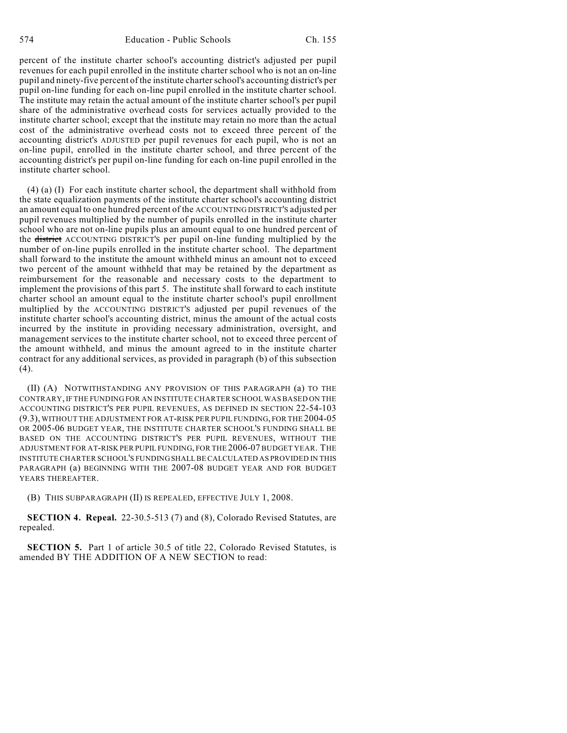percent of the institute charter school's accounting district's adjusted per pupil revenues for each pupil enrolled in the institute charter school who is not an on-line pupil and ninety-five percent of the institute charter school's accounting district's per pupil on-line funding for each on-line pupil enrolled in the institute charter school. The institute may retain the actual amount of the institute charter school's per pupil share of the administrative overhead costs for services actually provided to the institute charter school; except that the institute may retain no more than the actual cost of the administrative overhead costs not to exceed three percent of the accounting district's ADJUSTED per pupil revenues for each pupil, who is not an on-line pupil, enrolled in the institute charter school, and three percent of the accounting district's per pupil on-line funding for each on-line pupil enrolled in the institute charter school.

(4) (a) (I) For each institute charter school, the department shall withhold from the state equalization payments of the institute charter school's accounting district an amount equal to one hundred percent of the ACCOUNTING DISTRICT'S adjusted per pupil revenues multiplied by the number of pupils enrolled in the institute charter school who are not on-line pupils plus an amount equal to one hundred percent of the ~~district~~ ACCOUNTING DISTRICT'S per pupil on-line funding multiplied by the number of on-line pupils enrolled in the institute charter school. The department shall forward to the institute the amount withheld minus an amount not to exceed two percent of the amount withheld that may be retained by the department as reimbursement for the reasonable and necessary costs to the department to implement the provisions of this part 5. The institute shall forward to each institute charter school an amount equal to the institute charter school's pupil enrollment multiplied by the ACCOUNTING DISTRICT'S adjusted per pupil revenues of the institute charter school's accounting district, minus the amount of the actual costs incurred by the institute in providing necessary administration, oversight, and management services to the institute charter school, not to exceed three percent of the amount withheld, and minus the amount agreed to in the institute charter contract for any additional services, as provided in paragraph (b) of this subsection (4).

(II) (A) NOTWITHSTANDING ANY PROVISION OF THIS PARAGRAPH (a) TO THE CONTRARY, IF THE FUNDING FOR AN INSTITUTE CHARTER SCHOOL WAS BASED ON THE ACCOUNTING DISTRICT'S PER PUPIL REVENUES, AS DEFINED IN SECTION 22-54-103 (9.3), WITHOUT THE ADJUSTMENT FOR AT-RISK PER PUPIL FUNDING, FOR THE 2004-05 OR 2005-06 BUDGET YEAR, THE INSTITUTE CHARTER SCHOOL'S FUNDING SHALL BE BASED ON THE ACCOUNTING DISTRICT'S PER PUPIL REVENUES, WITHOUT THE ADJUSTMENT FOR AT-RISK PER PUPIL FUNDING, FOR THE 2006-07 BUDGET YEAR. THE INSTITUTE CHARTER SCHOOL'S FUNDING SHALL BE CALCULATED AS PROVIDED IN THIS PARAGRAPH (a) BEGINNING WITH THE 2007-08 BUDGET YEAR AND FOR BUDGET YEARS THEREAFTER.

(B) THIS SUBPARAGRAPH (II) IS REPEALED, EFFECTIVE JULY 1, 2008.

**SECTION 4. Repeal.** 22-30.5-513 (7) and (8), Colorado Revised Statutes, are repealed.

**SECTION 5.** Part 1 of article 30.5 of title 22, Colorado Revised Statutes, is amended BY THE ADDITION OF A NEW SECTION to read: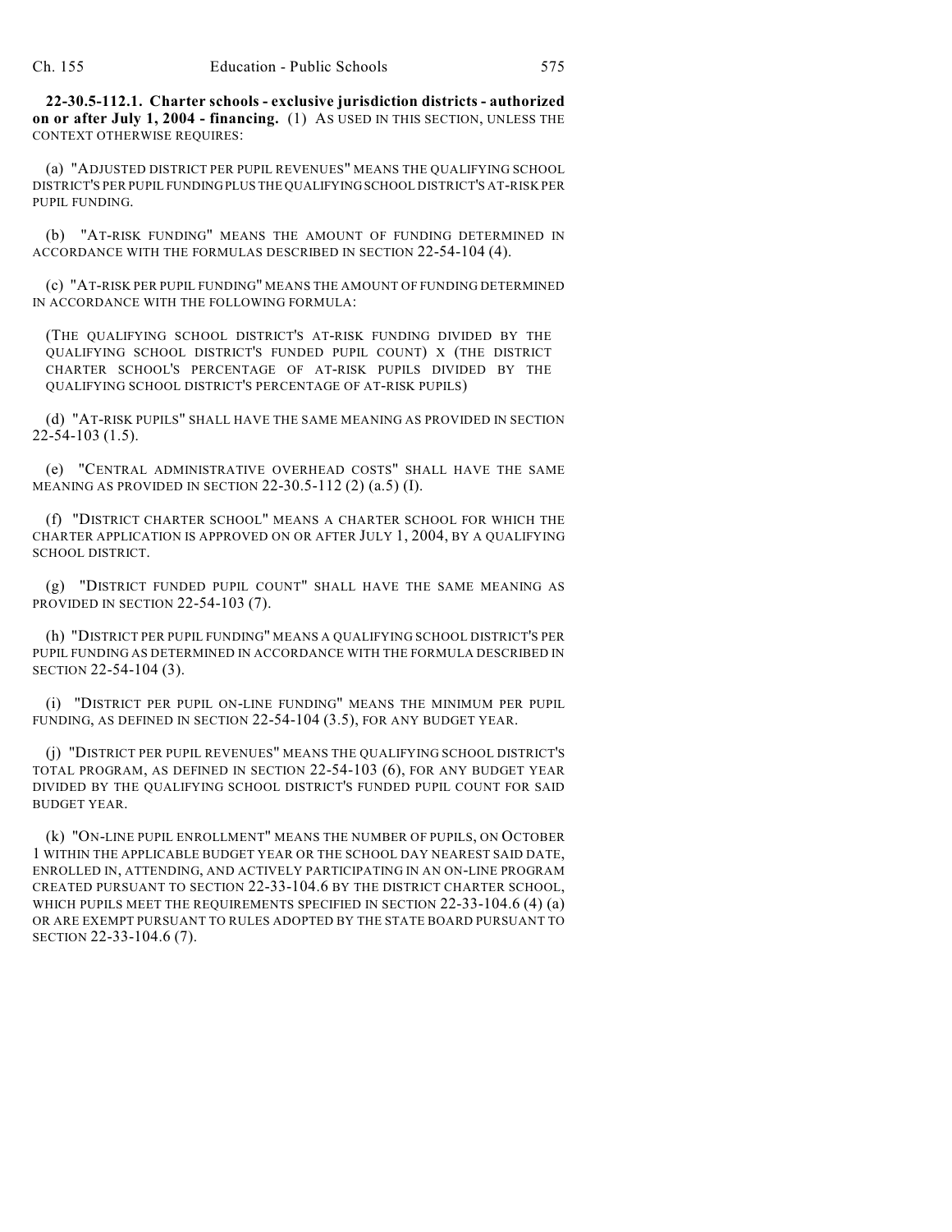**22-30.5-112.1. Charter schools - exclusive jurisdiction districts - authorized on or after July 1, 2004 - financing.** (1) AS USED IN THIS SECTION, UNLESS THE CONTEXT OTHERWISE REQUIRES:

(a) "ADJUSTED DISTRICT PER PUPIL REVENUES" MEANS THE QUALIFYING SCHOOL DISTRICT'S PER PUPIL FUNDING PLUS THE QUALIFYING SCHOOL DISTRICT'S AT-RISK PER PUPIL FUNDING.

(b) "AT-RISK FUNDING" MEANS THE AMOUNT OF FUNDING DETERMINED IN ACCORDANCE WITH THE FORMULAS DESCRIBED IN SECTION 22-54-104 (4).

(c) "AT-RISK PER PUPIL FUNDING" MEANS THE AMOUNT OF FUNDING DETERMINED IN ACCORDANCE WITH THE FOLLOWING FORMULA:

(THE QUALIFYING SCHOOL DISTRICT'S AT-RISK FUNDING DIVIDED BY THE QUALIFYING SCHOOL DISTRICT'S FUNDED PUPIL COUNT) X (THE DISTRICT CHARTER SCHOOL'S PERCENTAGE OF AT-RISK PUPILS DIVIDED BY THE QUALIFYING SCHOOL DISTRICT'S PERCENTAGE OF AT-RISK PUPILS)

(d) "AT-RISK PUPILS" SHALL HAVE THE SAME MEANING AS PROVIDED IN SECTION 22-54-103 (1.5).

(e) "CENTRAL ADMINISTRATIVE OVERHEAD COSTS" SHALL HAVE THE SAME MEANING AS PROVIDED IN SECTION 22-30.5-112 (2) (a.5) (I).

(f) "DISTRICT CHARTER SCHOOL" MEANS A CHARTER SCHOOL FOR WHICH THE CHARTER APPLICATION IS APPROVED ON OR AFTER JULY 1, 2004, BY A QUALIFYING SCHOOL DISTRICT.

(g) "DISTRICT FUNDED PUPIL COUNT" SHALL HAVE THE SAME MEANING AS PROVIDED IN SECTION 22-54-103 (7).

(h) "DISTRICT PER PUPIL FUNDING" MEANS A QUALIFYING SCHOOL DISTRICT'S PER PUPIL FUNDING AS DETERMINED IN ACCORDANCE WITH THE FORMULA DESCRIBED IN SECTION 22-54-104 (3).

(i) "DISTRICT PER PUPIL ON-LINE FUNDING" MEANS THE MINIMUM PER PUPIL FUNDING, AS DEFINED IN SECTION 22-54-104 (3.5), FOR ANY BUDGET YEAR.

(j) "DISTRICT PER PUPIL REVENUES" MEANS THE QUALIFYING SCHOOL DISTRICT'S TOTAL PROGRAM, AS DEFINED IN SECTION 22-54-103 (6), FOR ANY BUDGET YEAR DIVIDED BY THE QUALIFYING SCHOOL DISTRICT'S FUNDED PUPIL COUNT FOR SAID BUDGET YEAR.

(k) "ON-LINE PUPIL ENROLLMENT" MEANS THE NUMBER OF PUPILS, ON OCTOBER 1 WITHIN THE APPLICABLE BUDGET YEAR OR THE SCHOOL DAY NEAREST SAID DATE, ENROLLED IN, ATTENDING, AND ACTIVELY PARTICIPATING IN AN ON-LINE PROGRAM CREATED PURSUANT TO SECTION 22-33-104.6 BY THE DISTRICT CHARTER SCHOOL, WHICH PUPILS MEET THE REQUIREMENTS SPECIFIED IN SECTION 22-33-104.6 (4) (a) OR ARE EXEMPT PURSUANT TO RULES ADOPTED BY THE STATE BOARD PURSUANT TO SECTION 22-33-104.6 (7).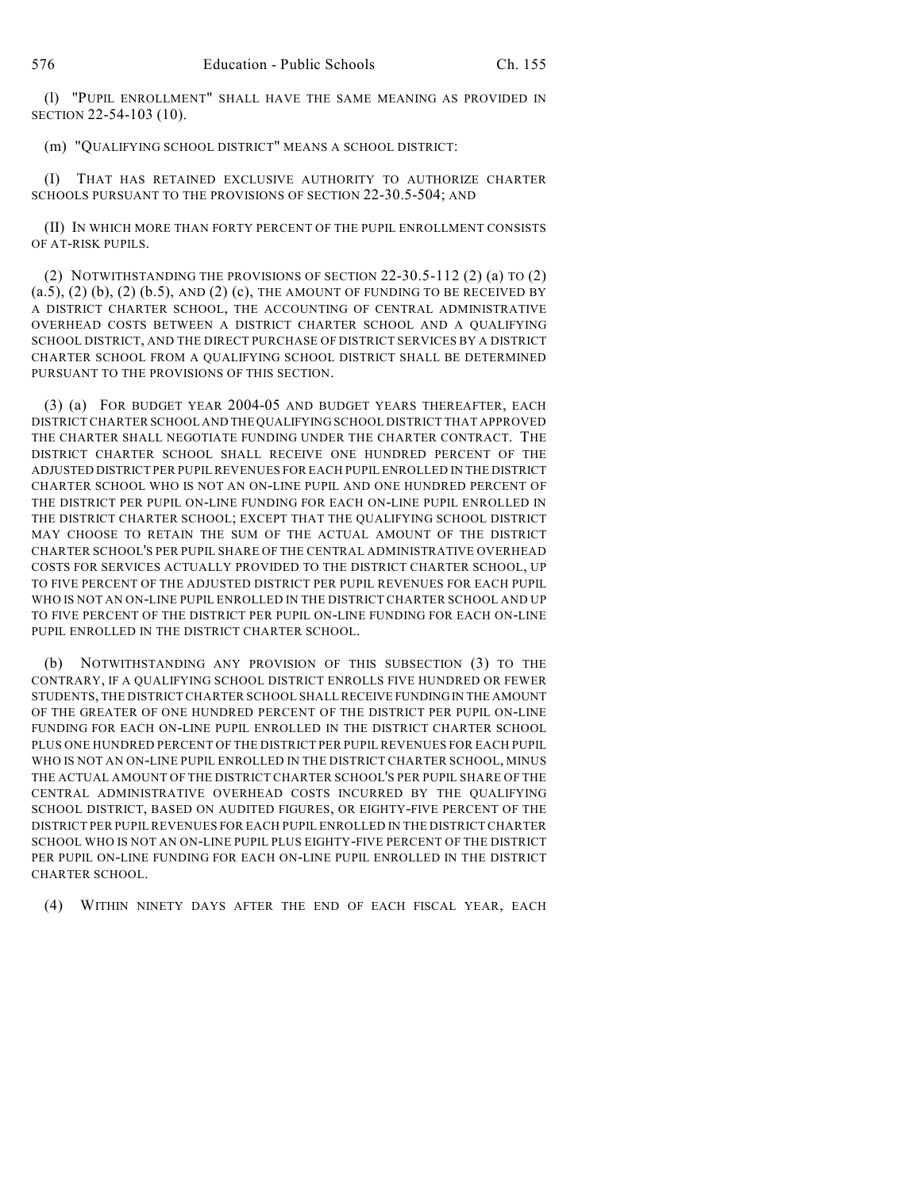(l) "PUPIL ENROLLMENT" SHALL HAVE THE SAME MEANING AS PROVIDED IN SECTION 22-54-103 (10).

(m) "QUALIFYING SCHOOL DISTRICT" MEANS A SCHOOL DISTRICT:

(I) THAT HAS RETAINED EXCLUSIVE AUTHORITY TO AUTHORIZE CHARTER SCHOOLS PURSUANT TO THE PROVISIONS OF SECTION 22-30.5-504; AND

(II) IN WHICH MORE THAN FORTY PERCENT OF THE PUPIL ENROLLMENT CONSISTS OF AT-RISK PUPILS.

(2) NOTWITHSTANDING THE PROVISIONS OF SECTION 22-30.5-112 (2) (a) TO (2) (a.5), (2) (b), (2) (b.5), AND (2) (c), THE AMOUNT OF FUNDING TO BE RECEIVED BY A DISTRICT CHARTER SCHOOL, THE ACCOUNTING OF CENTRAL ADMINISTRATIVE OVERHEAD COSTS BETWEEN A DISTRICT CHARTER SCHOOL AND A QUALIFYING SCHOOL DISTRICT, AND THE DIRECT PURCHASE OF DISTRICT SERVICES BY A DISTRICT CHARTER SCHOOL FROM A QUALIFYING SCHOOL DISTRICT SHALL BE DETERMINED PURSUANT TO THE PROVISIONS OF THIS SECTION.

(3) (a) FOR BUDGET YEAR 2004-05 AND BUDGET YEARS THEREAFTER, EACH DISTRICT CHARTER SCHOOL AND THE QUALIFYING SCHOOL DISTRICT THAT APPROVED THE CHARTER SHALL NEGOTIATE FUNDING UNDER THE CHARTER CONTRACT. THE DISTRICT CHARTER SCHOOL SHALL RECEIVE ONE HUNDRED PERCENT OF THE ADJUSTED DISTRICT PER PUPIL REVENUES FOR EACH PUPIL ENROLLED IN THE DISTRICT CHARTER SCHOOL WHO IS NOT AN ON-LINE PUPIL AND ONE HUNDRED PERCENT OF THE DISTRICT PER PUPIL ON-LINE FUNDING FOR EACH ON-LINE PUPIL ENROLLED IN THE DISTRICT CHARTER SCHOOL; EXCEPT THAT THE QUALIFYING SCHOOL DISTRICT MAY CHOOSE TO RETAIN THE SUM OF THE ACTUAL AMOUNT OF THE DISTRICT CHARTER SCHOOL'S PER PUPIL SHARE OF THE CENTRAL ADMINISTRATIVE OVERHEAD COSTS FOR SERVICES ACTUALLY PROVIDED TO THE DISTRICT CHARTER SCHOOL, UP TO FIVE PERCENT OF THE ADJUSTED DISTRICT PER PUPIL REVENUES FOR EACH PUPIL WHO IS NOT AN ON-LINE PUPIL ENROLLED IN THE DISTRICT CHARTER SCHOOL AND UP TO FIVE PERCENT OF THE DISTRICT PER PUPIL ON-LINE FUNDING FOR EACH ON-LINE PUPIL ENROLLED IN THE DISTRICT CHARTER SCHOOL.

(b) NOTWITHSTANDING ANY PROVISION OF THIS SUBSECTION (3) TO THE CONTRARY, IF A QUALIFYING SCHOOL DISTRICT ENROLLS FIVE HUNDRED OR FEWER STUDENTS, THE DISTRICT CHARTER SCHOOL SHALL RECEIVE FUNDING IN THE AMOUNT OF THE GREATER OF ONE HUNDRED PERCENT OF THE DISTRICT PER PUPIL ON-LINE FUNDING FOR EACH ON-LINE PUPIL ENROLLED IN THE DISTRICT CHARTER SCHOOL PLUS ONE HUNDRED PERCENT OF THE DISTRICT PER PUPIL REVENUES FOR EACH PUPIL WHO IS NOT AN ON-LINE PUPIL ENROLLED IN THE DISTRICT CHARTER SCHOOL, MINUS THE ACTUAL AMOUNT OF THE DISTRICT CHARTER SCHOOL'S PER PUPIL SHARE OF THE CENTRAL ADMINISTRATIVE OVERHEAD COSTS INCURRED BY THE QUALIFYING SCHOOL DISTRICT, BASED ON AUDITED FIGURES, OR EIGHTY-FIVE PERCENT OF THE DISTRICT PER PUPIL REVENUES FOR EACH PUPIL ENROLLED IN THE DISTRICT CHARTER SCHOOL WHO IS NOT AN ON-LINE PUPIL PLUS EIGHTY-FIVE PERCENT OF THE DISTRICT PER PUPIL ON-LINE FUNDING FOR EACH ON-LINE PUPIL ENROLLED IN THE DISTRICT CHARTER SCHOOL.

(4) WITHIN NINETY DAYS AFTER THE END OF EACH FISCAL YEAR, EACH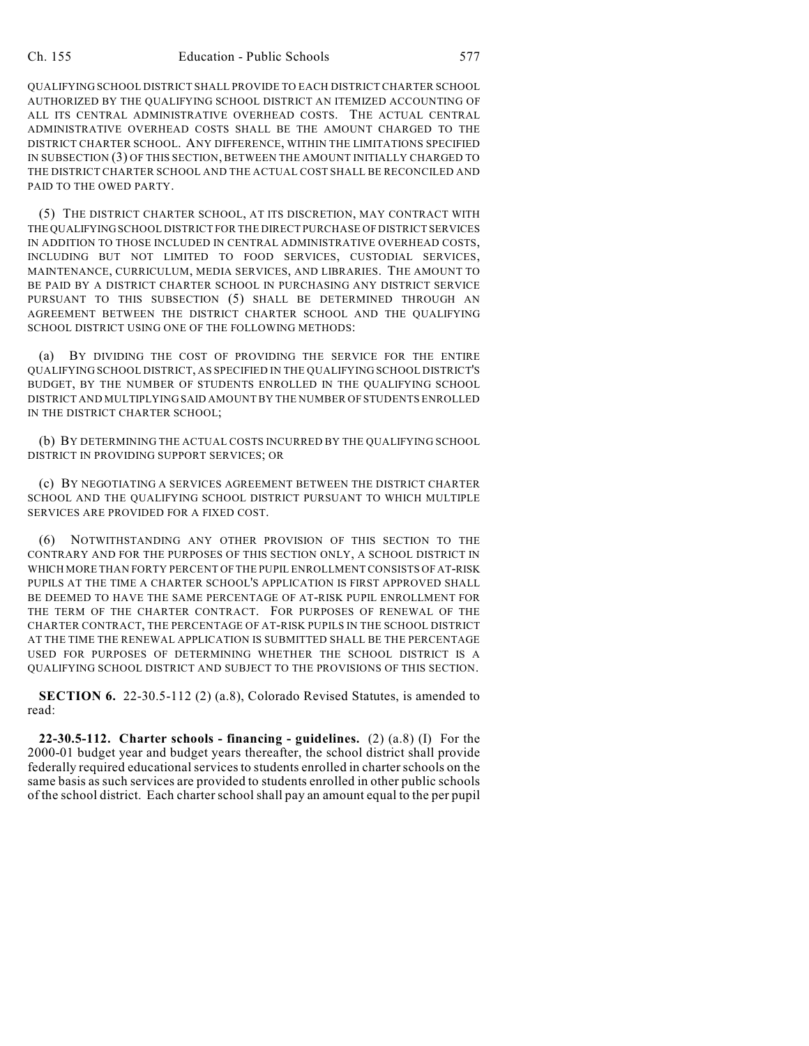QUALIFYING SCHOOL DISTRICT SHALL PROVIDE TO EACH DISTRICT CHARTER SCHOOL AUTHORIZED BY THE QUALIFYING SCHOOL DISTRICT AN ITEMIZED ACCOUNTING OF ALL ITS CENTRAL ADMINISTRATIVE OVERHEAD COSTS. THE ACTUAL CENTRAL ADMINISTRATIVE OVERHEAD COSTS SHALL BE THE AMOUNT CHARGED TO THE DISTRICT CHARTER SCHOOL. ANY DIFFERENCE, WITHIN THE LIMITATIONS SPECIFIED IN SUBSECTION (3) OF THIS SECTION, BETWEEN THE AMOUNT INITIALLY CHARGED TO THE DISTRICT CHARTER SCHOOL AND THE ACTUAL COST SHALL BE RECONCILED AND PAID TO THE OWED PARTY.

(5) THE DISTRICT CHARTER SCHOOL, AT ITS DISCRETION, MAY CONTRACT WITH THE QUALIFYING SCHOOL DISTRICT FOR THE DIRECT PURCHASE OF DISTRICT SERVICES IN ADDITION TO THOSE INCLUDED IN CENTRAL ADMINISTRATIVE OVERHEAD COSTS, INCLUDING BUT NOT LIMITED TO FOOD SERVICES, CUSTODIAL SERVICES, MAINTENANCE, CURRICULUM, MEDIA SERVICES, AND LIBRARIES. THE AMOUNT TO BE PAID BY A DISTRICT CHARTER SCHOOL IN PURCHASING ANY DISTRICT SERVICE PURSUANT TO THIS SUBSECTION (5) SHALL BE DETERMINED THROUGH AN AGREEMENT BETWEEN THE DISTRICT CHARTER SCHOOL AND THE QUALIFYING SCHOOL DISTRICT USING ONE OF THE FOLLOWING METHODS:

(a) BY DIVIDING THE COST OF PROVIDING THE SERVICE FOR THE ENTIRE QUALIFYING SCHOOL DISTRICT, AS SPECIFIED IN THE QUALIFYING SCHOOL DISTRICT'S BUDGET, BY THE NUMBER OF STUDENTS ENROLLED IN THE QUALIFYING SCHOOL DISTRICT AND MULTIPLYING SAID AMOUNT BY THE NUMBER OF STUDENTS ENROLLED IN THE DISTRICT CHARTER SCHOOL;

(b) BY DETERMINING THE ACTUAL COSTS INCURRED BY THE QUALIFYING SCHOOL DISTRICT IN PROVIDING SUPPORT SERVICES; OR

(c) BY NEGOTIATING A SERVICES AGREEMENT BETWEEN THE DISTRICT CHARTER SCHOOL AND THE QUALIFYING SCHOOL DISTRICT PURSUANT TO WHICH MULTIPLE SERVICES ARE PROVIDED FOR A FIXED COST.

(6) NOTWITHSTANDING ANY OTHER PROVISION OF THIS SECTION TO THE CONTRARY AND FOR THE PURPOSES OF THIS SECTION ONLY, A SCHOOL DISTRICT IN WHICH MORE THAN FORTY PERCENT OF THE PUPIL ENROLLMENT CONSISTS OF AT-RISK PUPILS AT THE TIME A CHARTER SCHOOL'S APPLICATION IS FIRST APPROVED SHALL BE DEEMED TO HAVE THE SAME PERCENTAGE OF AT-RISK PUPIL ENROLLMENT FOR THE TERM OF THE CHARTER CONTRACT. FOR PURPOSES OF RENEWAL OF THE CHARTER CONTRACT, THE PERCENTAGE OF AT-RISK PUPILS IN THE SCHOOL DISTRICT AT THE TIME THE RENEWAL APPLICATION IS SUBMITTED SHALL BE THE PERCENTAGE USED FOR PURPOSES OF DETERMINING WHETHER THE SCHOOL DISTRICT IS A QUALIFYING SCHOOL DISTRICT AND SUBJECT TO THE PROVISIONS OF THIS SECTION.

**SECTION 6.** 22-30.5-112 (2) (a.8), Colorado Revised Statutes, is amended to read:

**22-30.5-112. Charter schools - financing - guidelines.** (2) (a.8) (I) For the 2000-01 budget year and budget years thereafter, the school district shall provide federally required educational services to students enrolled in charter schools on the same basis as such services are provided to students enrolled in other public schools of the school district. Each charter school shall pay an amount equal to the per pupil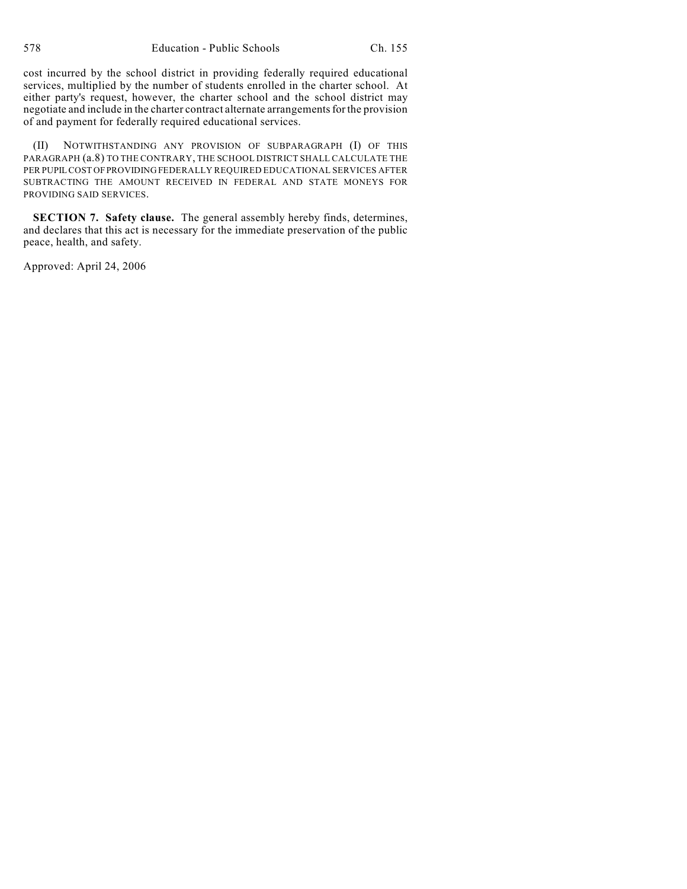cost incurred by the school district in providing federally required educational services, multiplied by the number of students enrolled in the charter school. At either party's request, however, the charter school and the school district may negotiate and include in the charter contract alternate arrangements for the provision of and payment for federally required educational services.

(II) NOTWITHSTANDING ANY PROVISION OF SUBPARAGRAPH (I) OF THIS PARAGRAPH (a.8) TO THE CONTRARY, THE SCHOOL DISTRICT SHALL CALCULATE THE PER PUPIL COST OF PROVIDING FEDERALLY REQUIRED EDUCATIONAL SERVICES AFTER SUBTRACTING THE AMOUNT RECEIVED IN FEDERAL AND STATE MONEYS FOR PROVIDING SAID SERVICES.

**SECTION 7. Safety clause.** The general assembly hereby finds, determines, and declares that this act is necessary for the immediate preservation of the public peace, health, and safety.

Approved: April 24, 2006